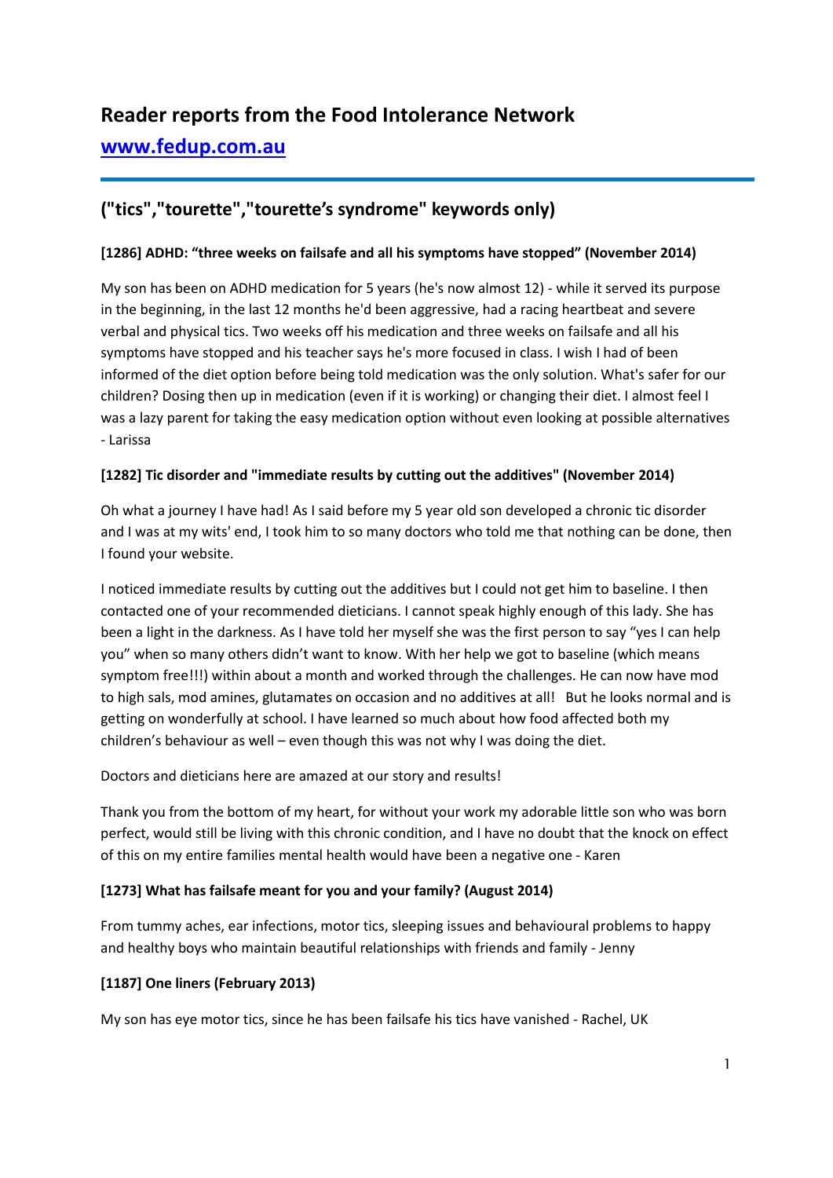# Reader reports from the Food Intolerance Network

## [www.fedup.com.au](http://www.fedup.com.au)

## ("tics","tourette","tourette's syndrome" keywords only)

### [1286] ADHD: "three weeks on failsafe and all his symptoms have stopped" (November 2014)

My son has been on ADHD medication for 5 years (he's now almost 12) - while it served its purpose in the beginning, in the last 12 months he'd been aggressive, had a racing heartbeat and severe verbal and physical tics. Two weeks off his medication and three weeks on failsafe and all his symptoms have stopped and his teacher says he's more focused in class. I wish I had of been informed of the diet option before being told medication was the only solution. What's safer for our children? Dosing then up in medication (even if it is working) or changing their diet. I almost feel I was a lazy parent for taking the easy medication option without even looking at possible alternatives - Larissa

### [1282] Tic disorder and "immediate results by cutting out the additives" (November 2014)

Oh what a journey I have had! As I said before my 5 year old son developed a chronic tic disorder and I was at my wits' end, I took him to so many doctors who told me that nothing can be done, then I found your website.

I noticed immediate results by cutting out the additives but I could not get him to baseline. I then contacted one of your recommended dieticians. I cannot speak highly enough of this lady. She has been a light in the darkness. As I have told her myself she was the first person to say "yes I can help you" when so many others didn't want to know. With her help we got to baseline (which means symptom free!!!) within about a month and worked through the challenges. He can now have mod to high sals, mod amines, glutamates on occasion and no additives at all! But he looks normal and is getting on wonderfully at school. I have learned so much about how food affected both my children's behaviour as well – even though this was not why I was doing the diet.

Doctors and dieticians here are amazed at our story and results!

Thank you from the bottom of my heart, for without your work my adorable little son who was born perfect, would still be living with this chronic condition, and I have no doubt that the knock on effect of this on my entire families mental health would have been a negative one - Karen

### [1273] What has failsafe meant for you and your family? (August 2014)

From tummy aches, ear infections, motor tics, sleeping issues and behavioural problems to happy and healthy boys who maintain beautiful relationships with friends and family - Jenny

### [1187] One liners (February 2013)

My son has eye motor tics, since he has been failsafe his tics have vanished - Rachel, UK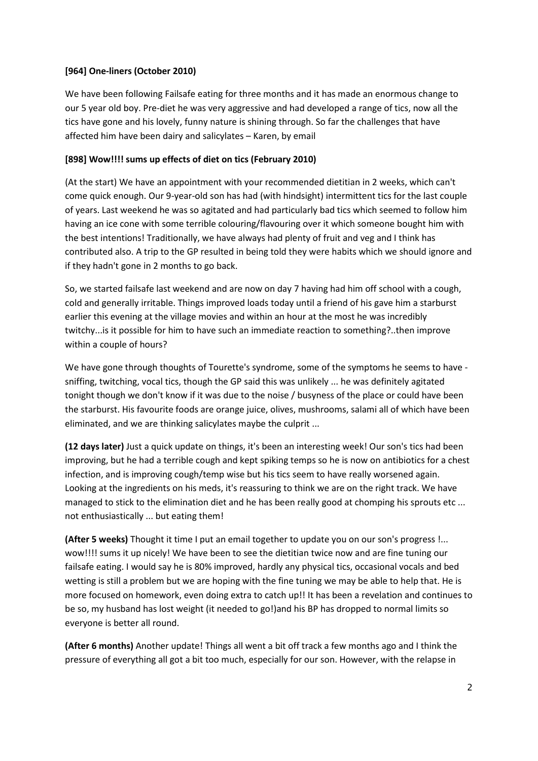**[964] One-liners (October 2010)**

We have been following Failsafe eating for three months and it has made an enormous change to our 5 year old boy. Pre-diet he was very aggressive and had developed a range of tics, now all the tics have gone and his lovely, funny nature is shining through. So far the challenges that have affected him have been dairy and salicylates – Karen, by email

**[898] Wow!!!! sums up effects of diet on tics (February 2010)**

(At the start) We have an appointment with your recommended dietitian in 2 weeks, which can't come quick enough. Our 9-year-old son has had (with hindsight) intermittent tics for the last couple of years. Last weekend he was so agitated and had particularly bad tics which seemed to follow him having an ice cone with some terrible colouring/flavouring over it which someone bought him with the best intentions! Traditionally, we have always had plenty of fruit and veg and I think has contributed also. A trip to the GP resulted in being told they were habits which we should ignore and if they hadn't gone in 2 months to go back.

So, we started failsafe last weekend and are now on day 7 having had him off school with a cough, cold and generally irritable. Things improved loads today until a friend of his gave him a starburst earlier this evening at the village movies and within an hour at the most he was incredibly twitchy...is it possible for him to have such an immediate reaction to something?..then improve within a couple of hours?

We have gone through thoughts of Tourette's syndrome, some of the symptoms he seems to have - sniffing, twitching, vocal tics, though the GP said this was unlikely ... he was definitely agitated tonight though we don't know if it was due to the noise / busyness of the place or could have been the starburst. His favourite foods are orange juice, olives, mushrooms, salami all of which have been eliminated, and we are thinking salicylates maybe the culprit ...

**(12 days later)** Just a quick update on things, it's been an interesting week! Our son's tics had been improving, but he had a terrible cough and kept spiking temps so he is now on antibiotics for a chest infection, and is improving cough/temp wise but his tics seem to have really worsened again. Looking at the ingredients on his meds, it's reassuring to think we are on the right track. We have managed to stick to the elimination diet and he has been really good at chomping his sprouts etc ... not enthusiastically ... but eating them!

**(After 5 weeks)** Thought it time I put an email together to update you on our son's progress !... wow!!!! sums it up nicely! We have been to see the dietitian twice now and are fine tuning our failsafe eating. I would say he is 80% improved, hardly any physical tics, occasional vocals and bed wetting is still a problem but we are hoping with the fine tuning we may be able to help that. He is more focused on homework, even doing extra to catch up!! It has been a revelation and continues to be so, my husband has lost weight (it needed to go!)and his BP has dropped to normal limits so everyone is better all round.

**(After 6 months)** Another update! Things all went a bit off track a few months ago and I think the pressure of everything all got a bit too much, especially for our son. However, with the relapse in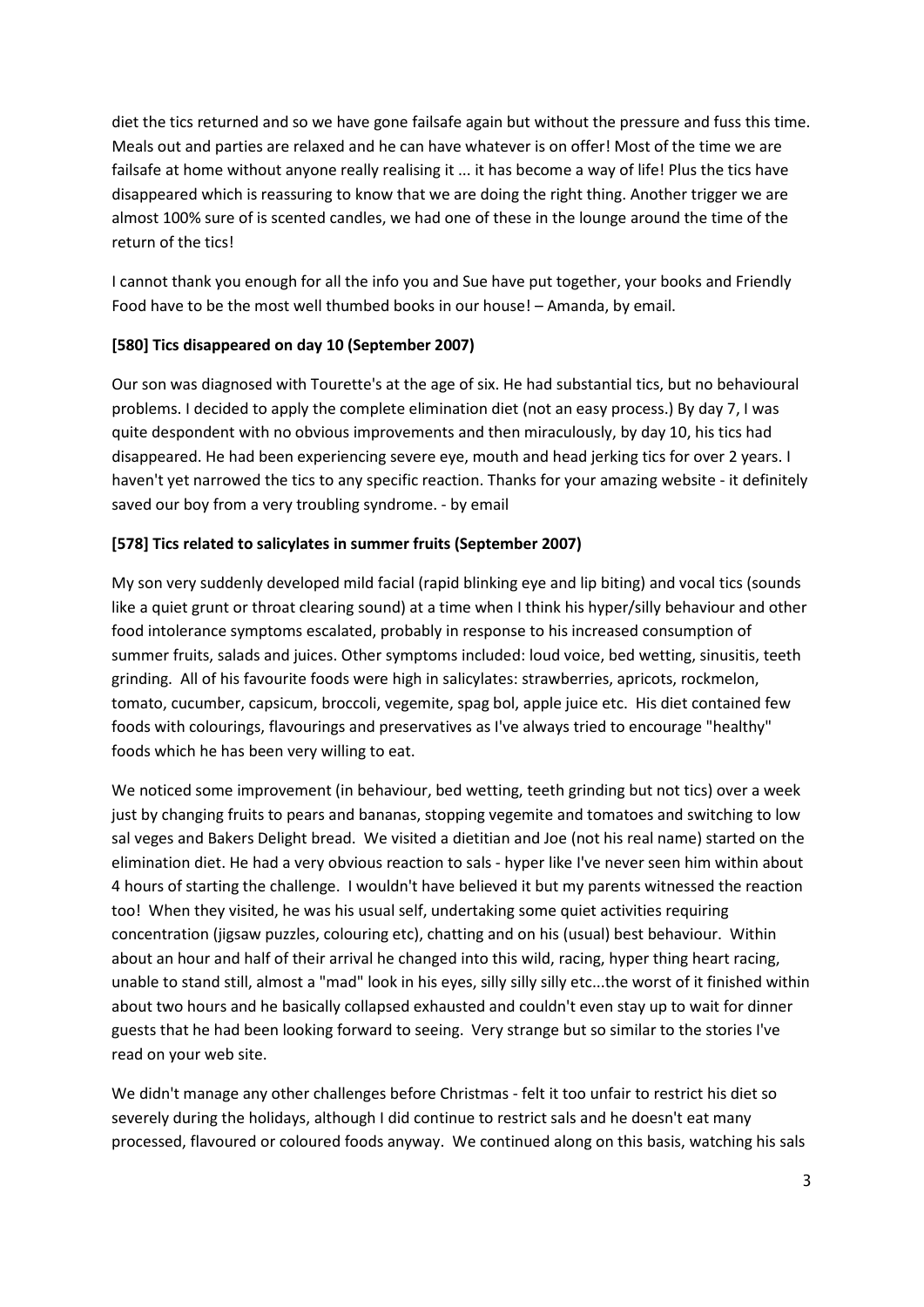diet the tics returned and so we have gone failsafe again but without the pressure and fuss this time. Meals out and parties are relaxed and he can have whatever is on offer! Most of the time we are failsafe at home without anyone really realising it ... it has become a way of life! Plus the tics have disappeared which is reassuring to know that we are doing the right thing. Another trigger we are almost 100% sure of is scented candles, we had one of these in the lounge around the time of the return of the tics!

I cannot thank you enough for all the info you and Sue have put together, your books and Friendly Food have to be the most well thumbed books in our house! – Amanda, by email.

### [580] Tics disappeared on day 10 (September 2007)

Our son was diagnosed with Tourette's at the age of six. He had substantial tics, but no behavioural problems. I decided to apply the complete elimination diet (not an easy process.) By day 7, I was quite despondent with no obvious improvements and then miraculously, by day 10, his tics had disappeared. He had been experiencing severe eye, mouth and head jerking tics for over 2 years. I haven't yet narrowed the tics to any specific reaction. Thanks for your amazing website - it definitely saved our boy from a very troubling syndrome. - by email

### [578] Tics related to salicylates in summer fruits (September 2007)

My son very suddenly developed mild facial (rapid blinking eye and lip biting) and vocal tics (sounds like a quiet grunt or throat clearing sound) at a time when I think his hyper/silly behaviour and other food intolerance symptoms escalated, probably in response to his increased consumption of summer fruits, salads and juices. Other symptoms included: loud voice, bed wetting, sinusitis, teeth grinding. All of his favourite foods were high in salicylates: strawberries, apricots, rockmelon, tomato, cucumber, capsicum, broccoli, vegemite, spag bol, apple juice etc. His diet contained few foods with colourings, flavourings and preservatives as I've always tried to encourage "healthy" foods which he has been very willing to eat.

We noticed some improvement (in behaviour, bed wetting, teeth grinding but not tics) over a week just by changing fruits to pears and bananas, stopping vegemite and tomatoes and switching to low sal veges and Bakers Delight bread. We visited a dietitian and Joe (not his real name) started on the elimination diet. He had a very obvious reaction to sals - hyper like I've never seen him within about 4 hours of starting the challenge. I wouldn't have believed it but my parents witnessed the reaction too! When they visited, he was his usual self, undertaking some quiet activities requiring concentration (jigsaw puzzles, colouring etc), chatting and on his (usual) best behaviour. Within about an hour and half of their arrival he changed into this wild, racing, hyper thing heart racing, unable to stand still, almost a "mad" look in his eyes, silly silly silly etc...the worst of it finished within about two hours and he basically collapsed exhausted and couldn't even stay up to wait for dinner guests that he had been looking forward to seeing. Very strange but so similar to the stories I've read on your web site.

We didn't manage any other challenges before Christmas - felt it too unfair to restrict his diet so severely during the holidays, although I did continue to restrict sals and he doesn't eat many processed, flavoured or coloured foods anyway. We continued along on this basis, watching his sals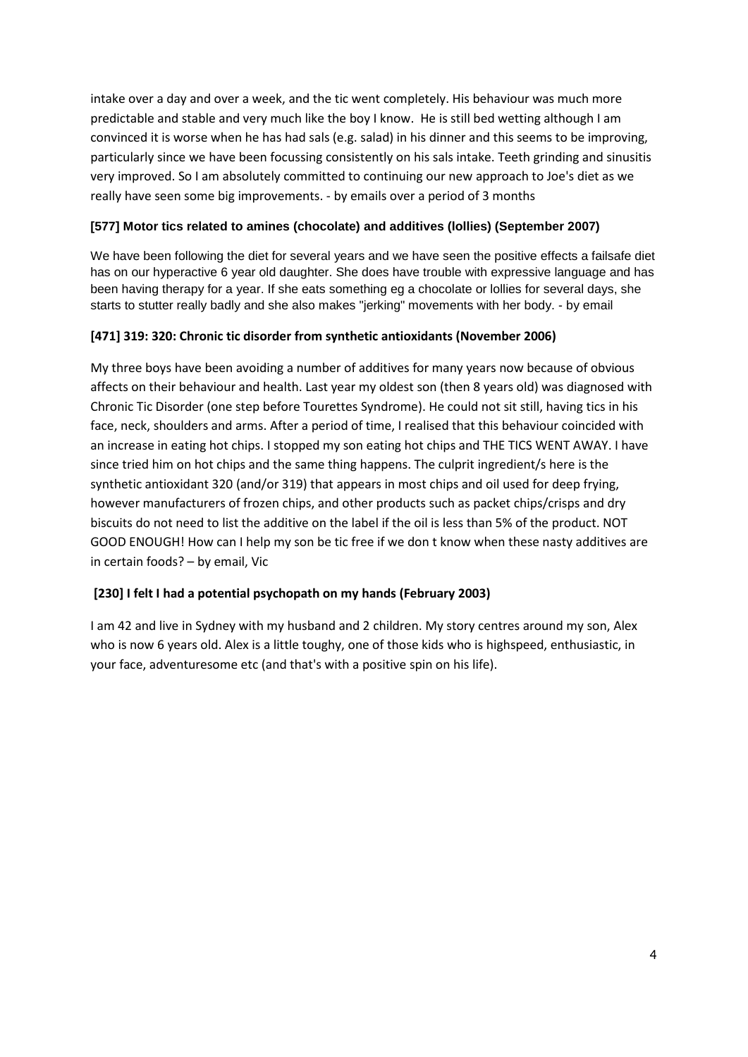intake over a day and over a week, and the tic went completely. His behaviour was much more predictable and stable and very much like the boy I know. He is still bed wetting although I am convinced it is worse when he has had sals (e.g. salad) in his dinner and this seems to be improving, particularly since we have been focussing consistently on his sals intake. Teeth grinding and sinusitis very improved. So I am absolutely committed to continuing our new approach to Joe's diet as we really have seen some big improvements. - by emails over a period of 3 months

**[577] Motor tics related to amines (chocolate) and additives (lollies) (September 2007)**

We have been following the diet for several years and we have seen the positive effects a failsafe diet has on our hyperactive 6 year old daughter. She does have trouble with expressive language and has been having therapy for a year. If she eats something eg a chocolate or lollies for several days, she starts to stutter really badly and she also makes "jerking" movements with her body. - by email

**[471] 319: 320: Chronic tic disorder from synthetic antioxidants (November 2006)**

My three boys have been avoiding a number of additives for many years now because of obvious affects on their behaviour and health. Last year my oldest son (then 8 years old) was diagnosed with Chronic Tic Disorder (one step before Tourettes Syndrome). He could not sit still, having tics in his face, neck, shoulders and arms. After a period of time, I realised that this behaviour coincided with an increase in eating hot chips. I stopped my son eating hot chips and THE TICS WENT AWAY. I have since tried him on hot chips and the same thing happens. The culprit ingredient/s here is the synthetic antioxidant 320 (and/or 319) that appears in most chips and oil used for deep frying, however manufacturers of frozen chips, and other products such as packet chips/crisps and dry biscuits do not need to list the additive on the label if the oil is less than 5% of the product. NOT GOOD ENOUGH! How can I help my son be tic free if we don t know when these nasty additives are in certain foods? – by email, Vic

**[230] I felt I had a potential psychopath on my hands (February 2003)**

I am 42 and live in Sydney with my husband and 2 children. My story centres around my son, Alex who is now 6 years old. Alex is a little toughy, one of those kids who is highspeed, enthusiastic, in your face, adventuresome etc (and that's with a positive spin on his life).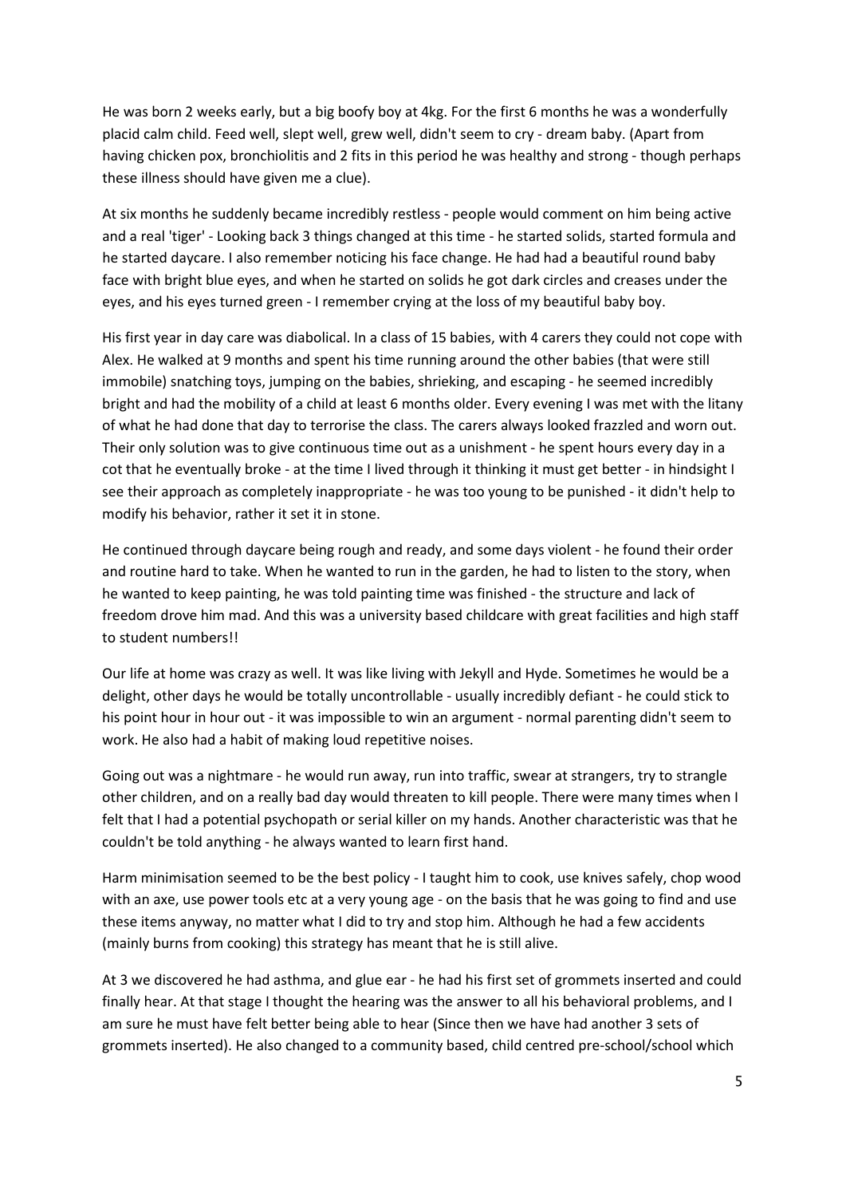He was born 2 weeks early, but a big boofy boy at 4kg. For the first 6 months he was a wonderfully placid calm child. Feed well, slept well, grew well, didn't seem to cry - dream baby. (Apart from having chicken pox, bronchiolitis and 2 fits in this period he was healthy and strong - though perhaps these illness should have given me a clue).

At six months he suddenly became incredibly restless - people would comment on him being active and a real 'tiger' - Looking back 3 things changed at this time - he started solids, started formula and he started daycare. I also remember noticing his face change. He had had a beautiful round baby face with bright blue eyes, and when he started on solids he got dark circles and creases under the eyes, and his eyes turned green - I remember crying at the loss of my beautiful baby boy.

His first year in day care was diabolical. In a class of 15 babies, with 4 carers they could not cope with Alex. He walked at 9 months and spent his time running around the other babies (that were still immobile) snatching toys, jumping on the babies, shrieking, and escaping - he seemed incredibly bright and had the mobility of a child at least 6 months older. Every evening I was met with the litany of what he had done that day to terrorise the class. The carers always looked frazzled and worn out. Their only solution was to give continuous time out as a unishment - he spent hours every day in a cot that he eventually broke - at the time I lived through it thinking it must get better - in hindsight I see their approach as completely inappropriate - he was too young to be punished - it didn't help to modify his behavior, rather it set it in stone.

He continued through daycare being rough and ready, and some days violent - he found their order and routine hard to take. When he wanted to run in the garden, he had to listen to the story, when he wanted to keep painting, he was told painting time was finished - the structure and lack of freedom drove him mad. And this was a university based childcare with great facilities and high staff to student numbers!!

Our life at home was crazy as well. It was like living with Jekyll and Hyde. Sometimes he would be a delight, other days he would be totally uncontrollable - usually incredibly defiant - he could stick to his point hour in hour out - it was impossible to win an argument - normal parenting didn't seem to work. He also had a habit of making loud repetitive noises.

Going out was a nightmare - he would run away, run into traffic, swear at strangers, try to strangle other children, and on a really bad day would threaten to kill people. There were many times when I felt that I had a potential psychopath or serial killer on my hands. Another characteristic was that he couldn't be told anything - he always wanted to learn first hand.

Harm minimisation seemed to be the best policy - I taught him to cook, use knives safely, chop wood with an axe, use power tools etc at a very young age - on the basis that he was going to find and use these items anyway, no matter what I did to try and stop him. Although he had a few accidents (mainly burns from cooking) this strategy has meant that he is still alive.

At 3 we discovered he had asthma, and glue ear - he had his first set of grommets inserted and could finally hear. At that stage I thought the hearing was the answer to all his behavioral problems, and I am sure he must have felt better being able to hear (Since then we have had another 3 sets of grommets inserted). He also changed to a community based, child centred pre-school/school which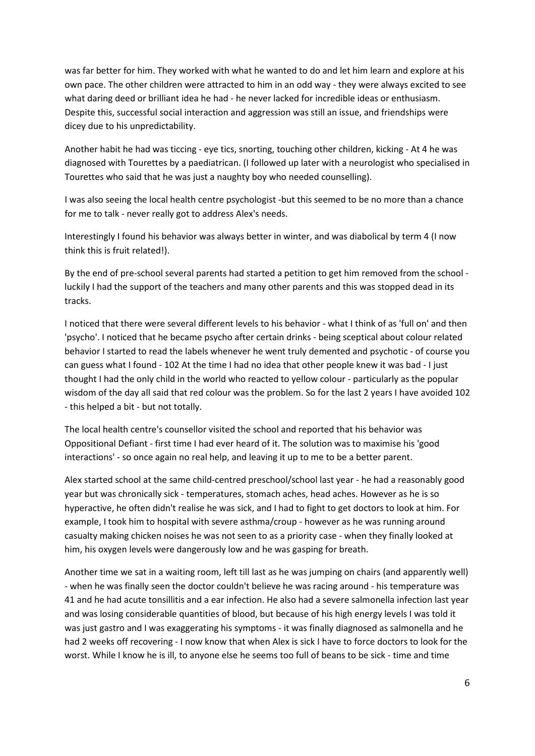was far better for him. They worked with what he wanted to do and let him learn and explore at his own pace. The other children were attracted to him in an odd way - they were always excited to see what daring deed or brilliant idea he had - he never lacked for incredible ideas or enthusiasm. Despite this, successful social interaction and aggression was still an issue, and friendships were dicey due to his unpredictability.

Another habit he had was ticcing - eye tics, snorting, touching other children, kicking - At 4 he was diagnosed with Tourettes by a paediatrican. (I followed up later with a neurologist who specialised in Tourettes who said that he was just a naughty boy who needed counselling).

I was also seeing the local health centre psychologist -but this seemed to be no more than a chance for me to talk - never really got to address Alex's needs.

Interestingly I found his behavior was always better in winter, and was diabolical by term 4 (I now think this is fruit related!).

By the end of pre-school several parents had started a petition to get him removed from the school - luckily I had the support of the teachers and many other parents and this was stopped dead in its tracks.

I noticed that there were several different levels to his behavior - what I think of as 'full on' and then 'psycho'. I noticed that he became psycho after certain drinks - being sceptical about colour related behavior I started to read the labels whenever he went truly demented and psychotic - of course you can guess what I found - 102 At the time I had no idea that other people knew it was bad - I just thought I had the only child in the world who reacted to yellow colour - particularly as the popular wisdom of the day all said that red colour was the problem. So for the last 2 years I have avoided 102 - this helped a bit - but not totally.

The local health centre's counsellor visited the school and reported that his behavior was Oppositional Defiant - first time I had ever heard of it. The solution was to maximise his 'good interactions' - so once again no real help, and leaving it up to me to be a better parent.

Alex started school at the same child-centred preschool/school last year - he had a reasonably good year but was chronically sick - temperatures, stomach aches, head aches. However as he is so hyperactive, he often didn't realise he was sick, and I had to fight to get doctors to look at him. For example, I took him to hospital with severe asthma/croup - however as he was running around casualty making chicken noises he was not seen to as a priority case - when they finally looked at him, his oxygen levels were dangerously low and he was gasping for breath.

Another time we sat in a waiting room, left till last as he was jumping on chairs (and apparently well) - when he was finally seen the doctor couldn't believe he was racing around - his temperature was 41 and he had acute tonsillitis and a ear infection. He also had a severe salmonella infection last year and was losing considerable quantities of blood, but because of his high energy levels I was told it was just gastro and I was exaggerating his symptoms - it was finally diagnosed as salmonella and he had 2 weeks off recovering - I now know that when Alex is sick I have to force doctors to look for the worst. While I know he is ill, to anyone else he seems too full of beans to be sick - time and time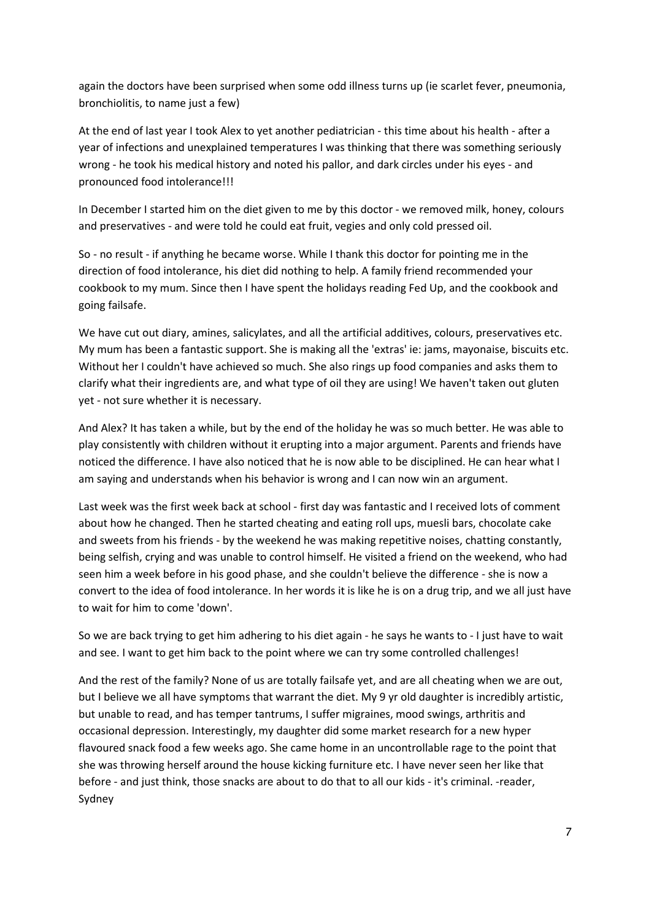again the doctors have been surprised when some odd illness turns up (ie scarlet fever, pneumonia, bronchiolitis, to name just a few)

At the end of last year I took Alex to yet another pediatrician - this time about his health - after a year of infections and unexplained temperatures I was thinking that there was something seriously wrong - he took his medical history and noted his pallor, and dark circles under his eyes - and pronounced food intolerance!!!

In December I started him on the diet given to me by this doctor - we removed milk, honey, colours and preservatives - and were told he could eat fruit, vegies and only cold pressed oil.

So - no result - if anything he became worse. While I thank this doctor for pointing me in the direction of food intolerance, his diet did nothing to help. A family friend recommended your cookbook to my mum. Since then I have spent the holidays reading Fed Up, and the cookbook and going failsafe.

We have cut out diary, amines, salicylates, and all the artificial additives, colours, preservatives etc. My mum has been a fantastic support. She is making all the 'extras' ie: jams, mayonaise, biscuits etc. Without her I couldn't have achieved so much. She also rings up food companies and asks them to clarify what their ingredients are, and what type of oil they are using! We haven't taken out gluten yet - not sure whether it is necessary.

And Alex? It has taken a while, but by the end of the holiday he was so much better. He was able to play consistently with children without it erupting into a major argument. Parents and friends have noticed the difference. I have also noticed that he is now able to be disciplined. He can hear what I am saying and understands when his behavior is wrong and I can now win an argument.

Last week was the first week back at school - first day was fantastic and I received lots of comment about how he changed. Then he started cheating and eating roll ups, muesli bars, chocolate cake and sweets from his friends - by the weekend he was making repetitive noises, chatting constantly, being selfish, crying and was unable to control himself. He visited a friend on the weekend, who had seen him a week before in his good phase, and she couldn't believe the difference - she is now a convert to the idea of food intolerance. In her words it is like he is on a drug trip, and we all just have to wait for him to come 'down'.

So we are back trying to get him adhering to his diet again - he says he wants to - I just have to wait and see. I want to get him back to the point where we can try some controlled challenges!

And the rest of the family? None of us are totally failsafe yet, and are all cheating when we are out, but I believe we all have symptoms that warrant the diet. My 9 yr old daughter is incredibly artistic, but unable to read, and has temper tantrums, I suffer migraines, mood swings, arthritis and occasional depression. Interestingly, my daughter did some market research for a new hyper flavoured snack food a few weeks ago. She came home in an uncontrollable rage to the point that she was throwing herself around the house kicking furniture etc. I have never seen her like that before - and just think, those snacks are about to do that to all our kids - it's criminal. -reader, Sydney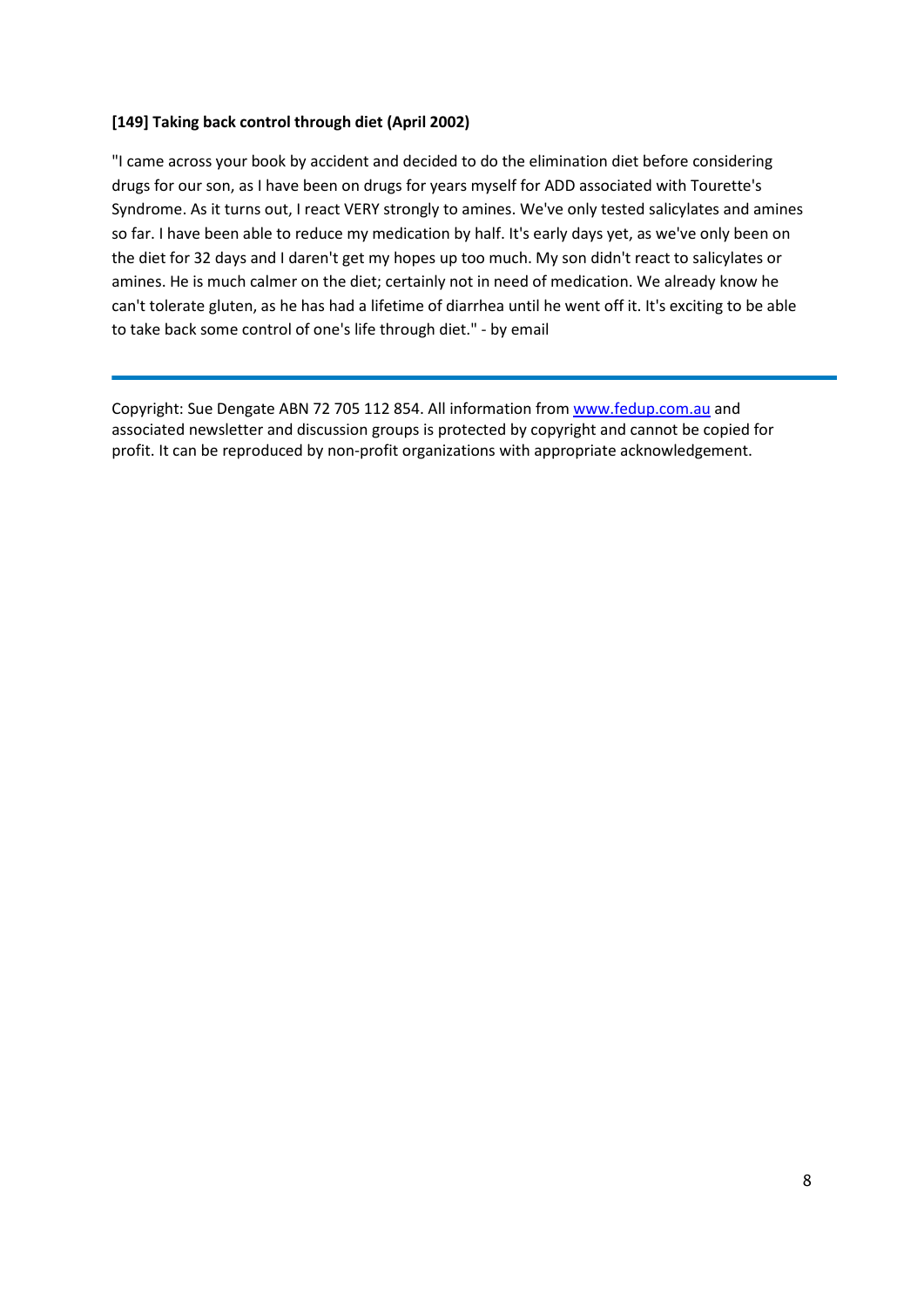**[149] Taking back control through diet (April 2002)**

"I came across your book by accident and decided to do the elimination diet before considering drugs for our son, as I have been on drugs for years myself for ADD associated with Tourette's Syndrome. As it turns out, I react VERY strongly to amines. We've only tested salicylates and amines so far. I have been able to reduce my medication by half. It's early days yet, as we've only been on the diet for 32 days and I daren't get my hopes up too much. My son didn't react to salicylates or amines. He is much calmer on the diet; certainly not in need of medication. We already know he can't tolerate gluten, as he has had a lifetime of diarrhea until he went off it. It's exciting to be able to take back some control of one's life through diet." - by email

---

Copyright: Sue Dengate ABN 72 705 112 854. All information from [www.fedup.com.au](http://www.fedup.com.au) and associated newsletter and discussion groups is protected by copyright and cannot be copied for profit. It can be reproduced by non-profit organizations with appropriate acknowledgement.